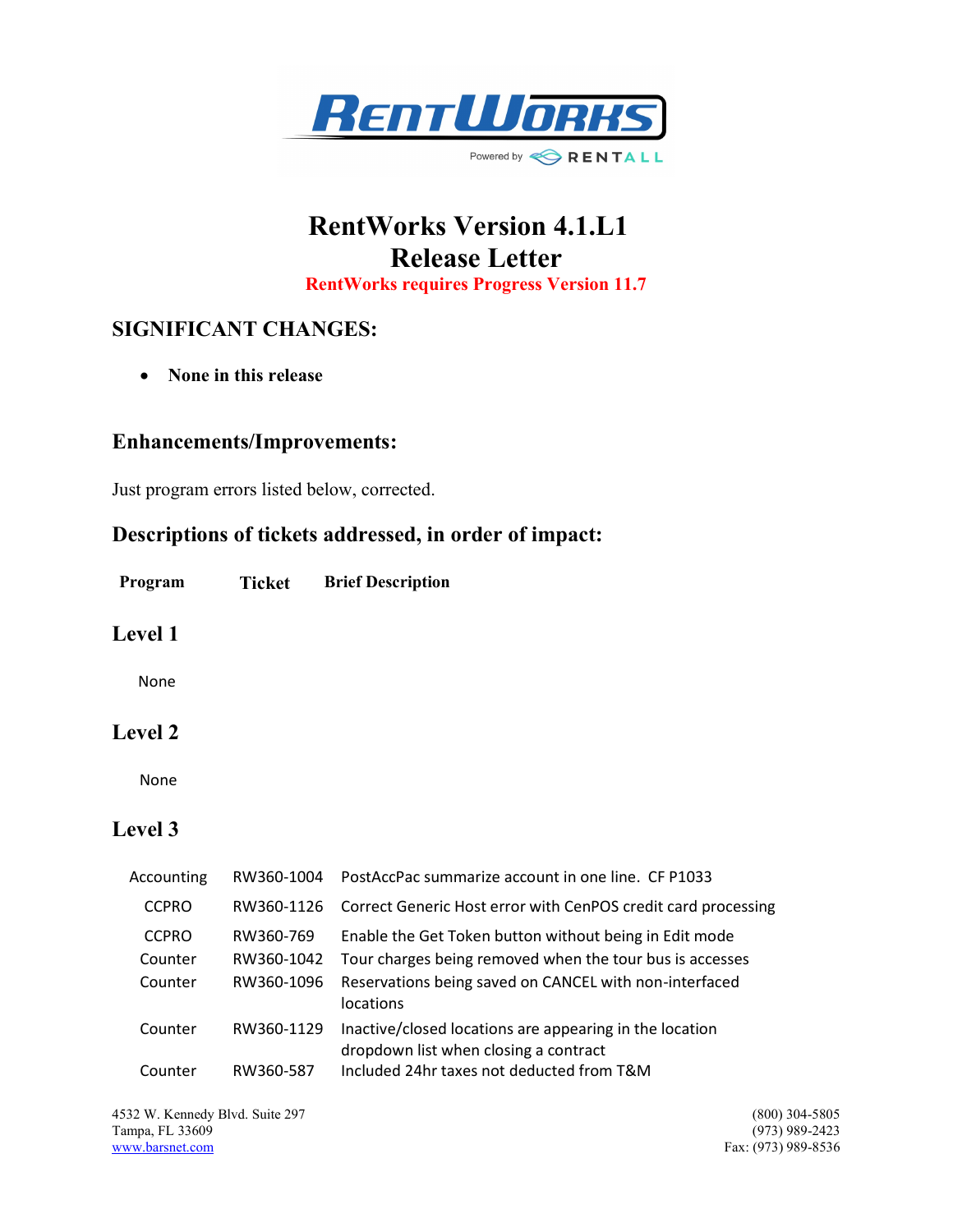# RentWorks Version 4.1.L1
# Release Letter

**RentWorks requires Progress Version 11.7**

## SIGNIFICANT CHANGES:

- **None in this release**

## Enhancements/Improvements:

Just program errors listed below, corrected.

## Descriptions of tickets addressed, in order of impact:

| Program | Ticket | Brief Description |
|---|---|---|

## Level 1

None

## Level 2

None

## Level 3

| Program | Ticket | Brief Description |
|---|---|---|
| Accounting | RW360-1004 | PostAccPac summarize account in one line. CF P1033 |
| CCPRO | RW360-1126 | Correct Generic Host error with CenPOS credit card processing |
| CCPRO | RW360-769 | Enable the Get Token button without being in Edit mode |
| Counter | RW360-1042 | Tour charges being removed when the tour bus is accesses |
| Counter | RW360-1096 | Reservations being saved on CANCEL with non-interfaced locations |
| Counter | RW360-1129 | Inactive/closed locations are appearing in the location dropdown list when closing a contract |
| Counter | RW360-587 | Included 24hr taxes not deducted from T&M |

4532 W. Kennedy Blvd. Suite 297
Tampa, FL 33609
www.barsnet.com

(800) 304-5805
(973) 989-2423
Fax: (973) 989-8536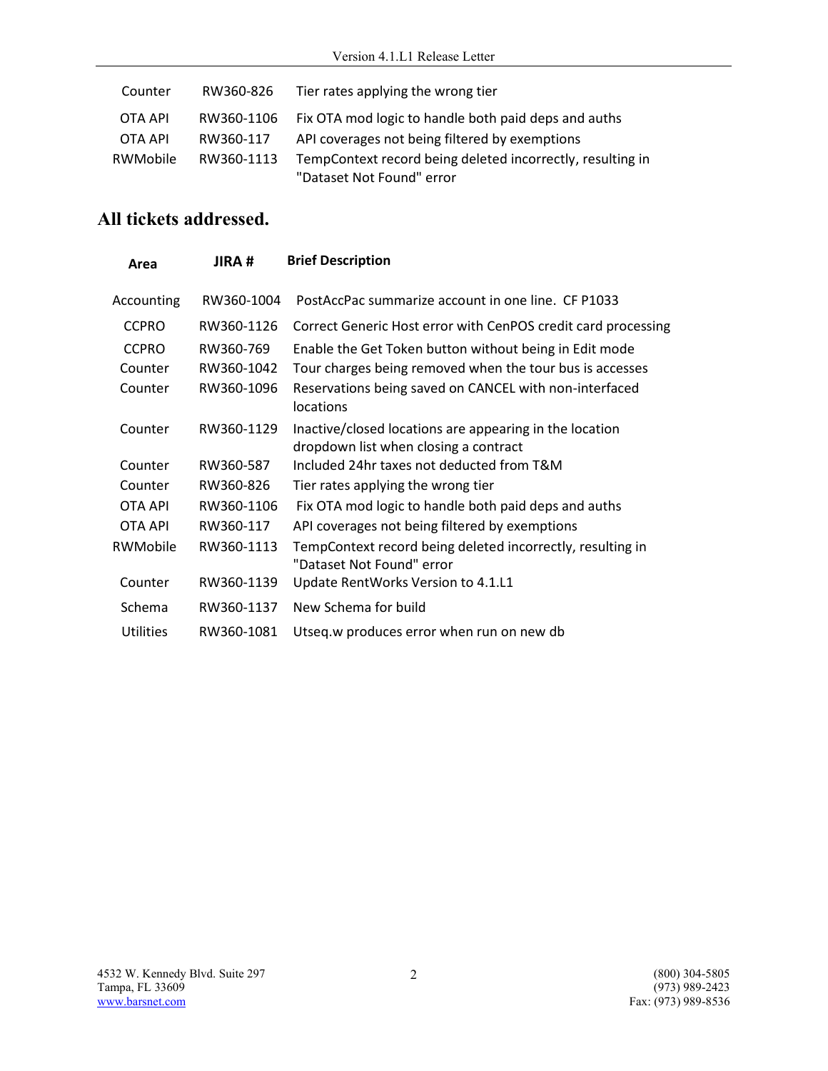| | | |
|---|---|---|
| Counter | RW360-826 | Tier rates applying the wrong tier |
| OTA API | RW360-1106 | Fix OTA mod logic to handle both paid deps and auths |
| OTA API | RW360-117 | API coverages not being filtered by exemptions |
| RWMobile | RW360-1113 | TempContext record being deleted incorrectly, resulting in "Dataset Not Found" error |

## All tickets addressed.

| Area | JIRA # | Brief Description |
|---|---|---|
| Accounting | RW360-1004 | PostAccPac summarize account in one line. CF P1033 |
| CCPRO | RW360-1126 | Correct Generic Host error with CenPOS credit card processing |
| CCPRO | RW360-769 | Enable the Get Token button without being in Edit mode |
| Counter | RW360-1042 | Tour charges being removed when the tour bus is accesses |
| Counter | RW360-1096 | Reservations being saved on CANCEL with non-interfaced locations |
| Counter | RW360-1129 | Inactive/closed locations are appearing in the location dropdown list when closing a contract |
| Counter | RW360-587 | Included 24hr taxes not deducted from T&M |
| Counter | RW360-826 | Tier rates applying the wrong tier |
| OTA API | RW360-1106 | Fix OTA mod logic to handle both paid deps and auths |
| OTA API | RW360-117 | API coverages not being filtered by exemptions |
| RWMobile | RW360-1113 | TempContext record being deleted incorrectly, resulting in "Dataset Not Found" error |
| Counter | RW360-1139 | Update RentWorks Version to 4.1.L1 |
| Schema | RW360-1137 | New Schema for build |
| Utilities | RW360-1081 | Utseq.w produces error when run on new db |

4532 W. Kennedy Blvd. Suite 297
Tampa, FL 33609
www.barsnet.com

(800) 304-5805
(973) 989-2423
Fax: (973) 989-8536